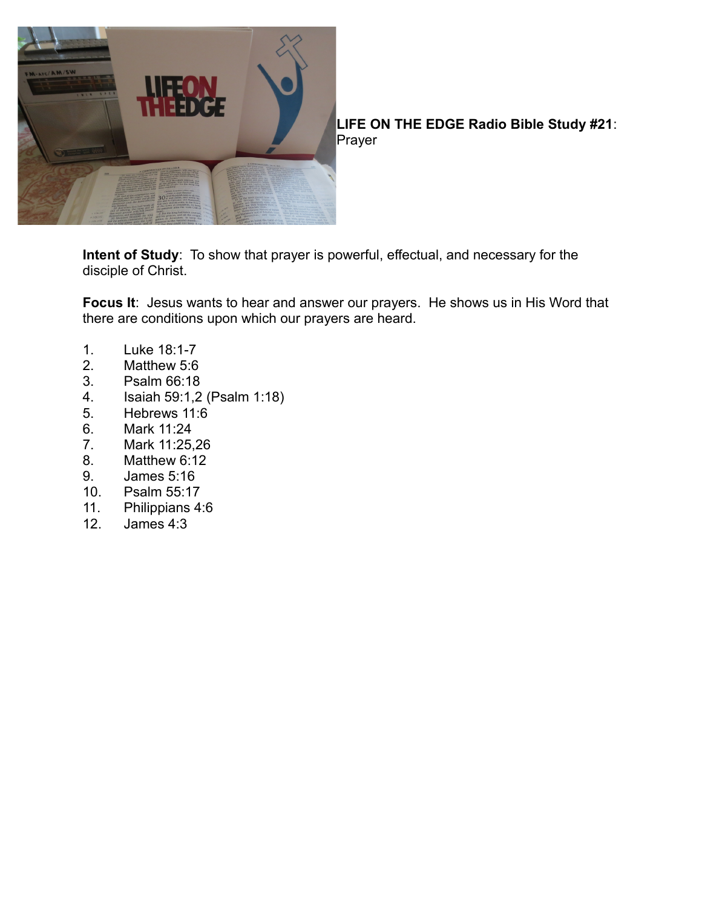**LIFE ON THE EDGE Radio Bible Study #21**: Prayer

**Intent of Study**: To show that prayer is powerful, effectual, and necessary for the disciple of Christ.

**Focus It**: Jesus wants to hear and answer our prayers. He shows us in His Word that there are conditions upon which our prayers are heard.

1. Luke 18:1-7
2. Matthew 5:6
3. Psalm 66:18
4. Isaiah 59:1,2 (Psalm 1:18)
5. Hebrews 11:6
6. Mark 11:24
7. Mark 11:25,26
8. Matthew 6:12
9. James 5:16
10. Psalm 55:17
11. Philippians 4:6
12. James 4:3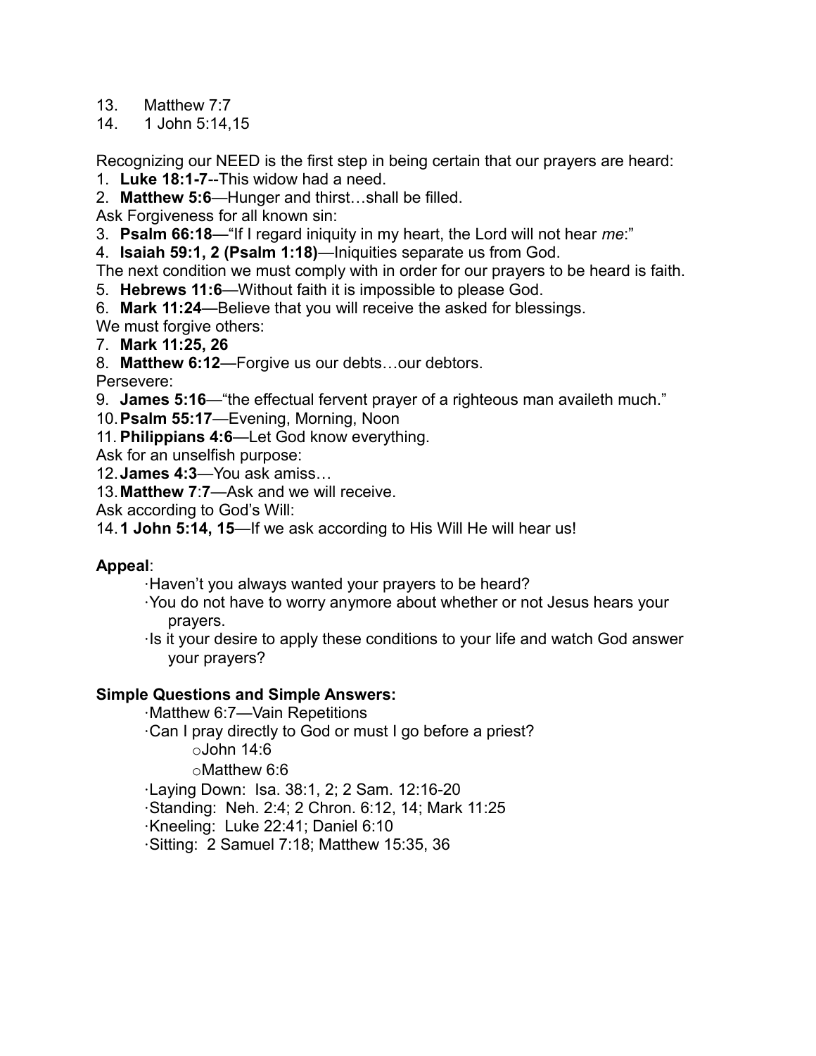13. Matthew 7:7
14. 1 John 5:14,15

Recognizing our NEED is the first step in being certain that our prayers are heard:

1. **Luke 18:1-7**--This widow had a need.
2. **Matthew 5:6**—Hunger and thirst…shall be filled.

Ask Forgiveness for all known sin:

3. **Psalm 66:18**—"If I regard iniquity in my heart, the Lord will not hear *me*:"
4. **Isaiah 59:1, 2 (Psalm 1:18)**—Iniquities separate us from God.

The next condition we must comply with in order for our prayers to be heard is faith.

5. **Hebrews 11:6**—Without faith it is impossible to please God.
6. **Mark 11:24**—Believe that you will receive the asked for blessings.

We must forgive others:

7. **Mark 11:25, 26**
8. **Matthew 6:12**—Forgive us our debts…our debtors.

Persevere:

9. **James 5:16**—"the effectual fervent prayer of a righteous man availeth much."
10. **Psalm 55:17**—Evening, Morning, Noon
11. **Philippians 4:6**—Let God know everything.

Ask for an unselfish purpose:

12. **James 4:3**—You ask amiss…
13. **Matthew 7**:**7**—Ask and we will receive.

Ask according to God's Will:

14. **1 John 5:14, 15**—If we ask according to His Will He will hear us!

**Appeal**:

- Haven't you always wanted your prayers to be heard?
- You do not have to worry anymore about whether or not Jesus hears your prayers.
- Is it your desire to apply these conditions to your life and watch God answer your prayers?

**Simple Questions and Simple Answers:**

- Matthew 6:7—Vain Repetitions
- Can I pray directly to God or must I go before a priest?
  - John 14:6
  - Matthew 6:6
- Laying Down: Isa. 38:1, 2; 2 Sam. 12:16-20
- Standing: Neh. 2:4; 2 Chron. 6:12, 14; Mark 11:25
- Kneeling: Luke 22:41; Daniel 6:10
- Sitting: 2 Samuel 7:18; Matthew 15:35, 36